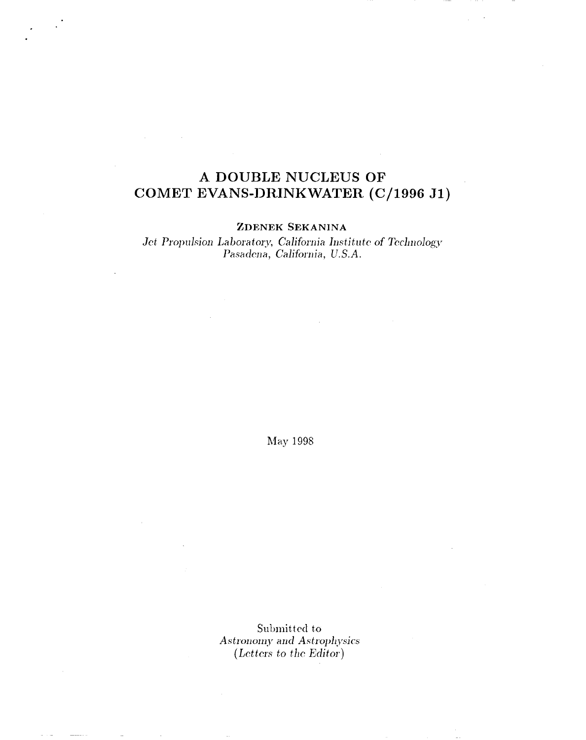# A DOUBLE NUCLEUS OF COMET EVANS-DRINKWATER (C/1996 J1)

**ZDENEK SEKANINA**

*Jet Propulsion Laboratory, California Institute of Technology*
*Pasadena, California, U.S.A.*

May 1998

Submitted to
*Astronomy and Astrophysics*
*(Letters to the Editor)*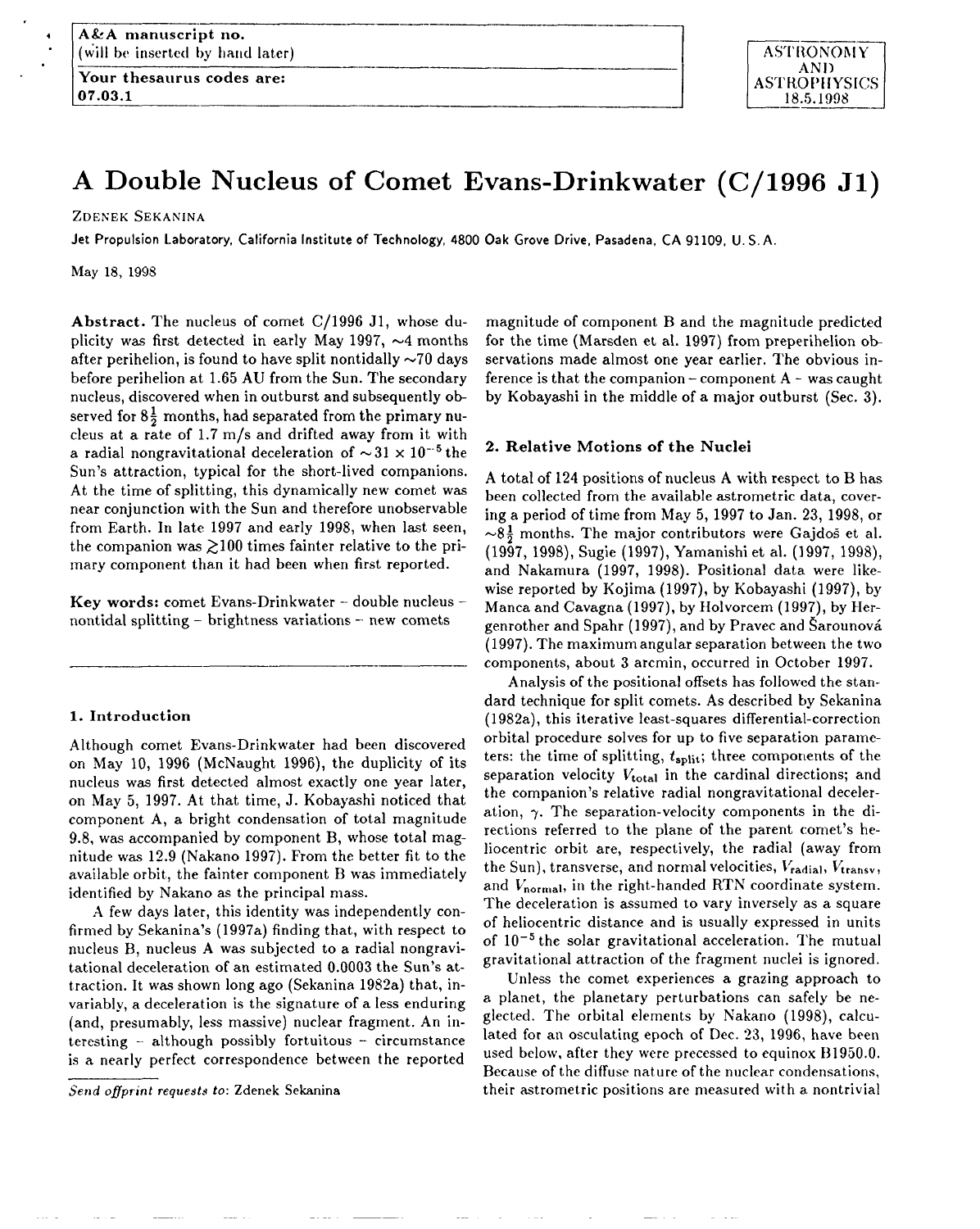# A Double Nucleus of Comet Evans-Drinkwater (C/1996 J1)

ZDENEK SEKANINA

Jet Propulsion Laboratory, California Institute of Technology, 4800 Oak Grove Drive, Pasadena, CA 91109, U. S. A.

May 18, 1998

**Abstract.** The nucleus of comet C/1996 J1, whose duplicity was first detected in early May 1997, ~4 months after perihelion, is found to have split nontidally ~70 days before perihelion at 1.65 AU from the Sun. The secondary nucleus, discovered when in outburst and subsequently observed for $8\frac{1}{2}$ months, had separated from the primary nucleus at a rate of 1.7 m/s and drifted away from it with a radial nongravitational deceleration of $\sim 31 \times 10^{-5}$ the Sun's attraction, typical for the short-lived companions. At the time of splitting, this dynamically new comet was near conjunction with the Sun and therefore unobservable from Earth. In late 1997 and early 1998, when last seen, the companion was $\gtrsim 100$ times fainter relative to the primary component than it had been when first reported.

**Key words:** comet Evans-Drinkwater – double nucleus – nontidal splitting – brightness variations – new comets

## 1. Introduction

Although comet Evans-Drinkwater had been discovered on May 10, 1996 (McNaught 1996), the duplicity of its nucleus was first detected almost exactly one year later, on May 5, 1997. At that time, J. Kobayashi noticed that component A, a bright condensation of total magnitude 9.8, was accompanied by component B, whose total magnitude was 12.9 (Nakano 1997). From the better fit to the available orbit, the fainter component B was immediately identified by Nakano as the principal mass.

A few days later, this identity was independently confirmed by Sekanina's (1997a) finding that, with respect to nucleus B, nucleus A was subjected to a radial nongravitational deceleration of an estimated 0.0003 the Sun's attraction. It was shown long ago (Sekanina 1982a) that, invariably, a deceleration is the signature of a less enduring (and, presumably, less massive) nuclear fragment. An interesting – although possibly fortuitous – circumstance is a nearly perfect correspondence between the reported magnitude of component B and the magnitude predicted for the time (Marsden et al. 1997) from preperihelion observations made almost one year earlier. The obvious inference is that the companion – component A – was caught by Kobayashi in the middle of a major outburst (Sec. 3).

*Send offprint requests to:* Zdenek Sekanina

## 2. Relative Motions of the Nuclei

A total of 124 positions of nucleus A with respect to B has been collected from the available astrometric data, covering a period of time from May 5, 1997 to Jan. 23, 1998, or $\sim 8\frac{1}{2}$ months. The major contributors were Gajdoš et al. (1997, 1998), Sugie (1997), Yamanishi et al. (1997, 1998), and Nakamura (1997, 1998). Positional data were likewise reported by Kojima (1997), by Kobayashi (1997), by Manca and Cavagna (1997), by Holvorcem (1997), by Hergenrother and Spahr (1997), and by Pravec and Šarounová (1997). The maximum angular separation between the two components, about 3 arcmin, occurred in October 1997.

Analysis of the positional offsets has followed the standard technique for split comets. As described by Sekanina (1982a), this iterative least-squares differential-correction orbital procedure solves for up to five separation parameters: the time of splitting, $t_{\rm split}$; three components of the separation velocity $V_{\rm total}$ in the cardinal directions; and the companion's relative radial nongravitational deceleration, $\gamma$. The separation-velocity components in the directions referred to the plane of the parent comet's heliocentric orbit are, respectively, the radial (away from the Sun), transverse, and normal velocities, $V_{\rm radial}$, $V_{\rm transv}$, and $V_{\rm normal}$, in the right-handed RTN coordinate system. The deceleration is assumed to vary inversely as a square of heliocentric distance and is usually expressed in units of $10^{-5}$ the solar gravitational acceleration. The mutual gravitational attraction of the fragment nuclei is ignored.

Unless the comet experiences a grazing approach to a planet, the planetary perturbations can safely be neglected. The orbital elements by Nakano (1998), calculated for an osculating epoch of Dec. 23, 1996, have been used below, after they were precessed to equinox B1950.0. Because of the diffuse nature of the nuclear condensations, their astrometric positions are measured with a nontrivial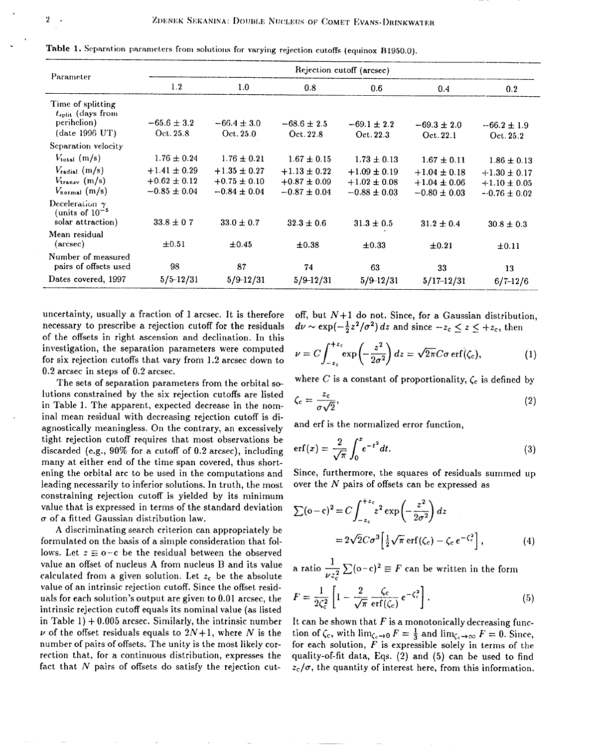**Table 1.** Separation parameters from solutions for varying rejection cutoffs (equinox B1950.0).

| Parameter | Rejection cutoff (arcsec) | | | | | |
|---|---|---|---|---|---|---|
| | 1.2 | 1.0 | 0.8 | 0.6 | 0.4 | 0.2 |
| Time of splitting | | | | | | |
| $t_{split}$ (days from perihelion) | −65.6 ± 3.2 | −66.4 ± 3.0 | −68.6 ± 2.5 | −69.1 ± 2.2 | −69.3 ± 2.0 | −66.2 ± 1.9 |
| (date 1996 UT) | Oct. 25.8 | Oct. 25.0 | Oct. 22.8 | Oct. 22.3 | Oct. 22.1 | Oct. 25.2 |
| Separation velocity | | | | | | |
| $V_{total}$ (m/s) | 1.76 ± 0.24 | 1.76 ± 0.21 | 1.67 ± 0.15 | 1.73 ± 0.13 | 1.67 ± 0.11 | 1.86 ± 0.13 |
| $V_{radial}$ (m/s) | +1.41 ± 0.29 | +1.35 ± 0.27 | +1.13 ± 0.22 | +1.09 ± 0.19 | +1.04 ± 0.18 | +1.30 ± 0.17 |
| $V_{transv}$ (m/s) | +0.62 ± 0.12 | +0.75 ± 0.10 | +0.87 ± 0.09 | +1.02 ± 0.08 | +1.04 ± 0.06 | +1.10 ± 0.05 |
| $V_{normal}$ (m/s) | −0.85 ± 0.04 | −0.84 ± 0.04 | −0.87 ± 0.04 | −0.88 ± 0.03 | −0.80 ± 0.03 | −0.76 ± 0.02 |
| Deceleration $\gamma$ (units of $10^{-5}$ solar attraction) | 33.8 ± 0.7 | 33.0 ± 0.7 | 32.3 ± 0.6 | 31.3 ± 0.5 | 31.2 ± 0.4 | 30.8 ± 0.3 |
| Mean residual (arcsec) | ±0.51 | ±0.45 | ±0.38 | ±0.33 | ±0.21 | ±0.11 |
| Number of measured pairs of offsets used | 98 | 87 | 74 | 63 | 33 | 13 |
| Dates covered, 1997 | 5/5–12/31 | 5/9–12/31 | 5/9–12/31 | 5/9–12/31 | 5/17–12/31 | 6/7–12/6 |

uncertainty, usually a fraction of 1 arcsec. It is therefore necessary to prescribe a rejection cutoff for the residuals of the offsets in right ascension and declination. In this investigation, the separation parameters were computed for six rejection cutoffs that vary from 1.2 arcsec down to 0.2 arcsec in steps of 0.2 arcsec.

The sets of separation parameters from the orbital solutions constrained by the six rejection cutoffs are listed in Table 1. The apparent, expected decrease in the nominal mean residual with decreasing rejection cutoff is diagnostically meaningless. On the contrary, an excessively tight rejection cutoff requires that most observations be discarded (e.g., 90% for a cutoff of 0.2 arcsec), including many at either end of the time span covered, thus shortening the orbital arc to be used in the computations and leading necessarily to inferior solutions. In truth, the most constraining rejection cutoff is yielded by its minimum value that is expressed in terms of the standard deviation $\sigma$ of a fitted Gaussian distribution law.

A discriminating search criterion can appropriately be formulated on the basis of a simple consideration that follows. Let $z \equiv$ o−c be the residual between the observed value an offset of nucleus A from nucleus B and its value calculated from a given solution. Let $z_c$ be the absolute value of an intrinsic rejection cutoff. Since the offset residuals for each solution's output are given to 0.01 arcsec, the intrinsic rejection cutoff equals its nominal value (as listed in Table 1) + 0.005 arcsec. Similarly, the intrinsic number $\nu$ of the offset residuals equals to $2N+1$, where $N$ is the number of pairs of offsets. The unity is the most likely correction that, for a continuous distribution, expresses the fact that $N$ pairs of offsets do satisfy the rejection cutoff, but $N+1$ do not. Since, for a Gaussian distribution, $d\nu \sim \exp(-\frac{1}{2}z^2/\sigma^2)\,dz$ and since $-z_c \leq z \leq +z_c$, then

$$\nu = C \int_{-z_c}^{+z_c} \exp\left(-\frac{z^2}{2\sigma^2}\right) dz = \sqrt{2\pi} C \sigma \, \mathrm{erf}(\zeta_c), \tag{1}$$

where $C$ is a constant of proportionality, $\zeta_c$ is defined by

$$\zeta_c = \frac{z_c}{\sigma\sqrt{2}}, \tag{2}$$

and erf is the normalized error function,

$$\mathrm{erf}(x) = \frac{2}{\sqrt{\pi}} \int_0^x e^{-t^2} dt. \tag{3}$$

Since, furthermore, the squares of residuals summed up over the $N$ pairs of offsets can be expressed as

$$\sum(\mathrm{o-c})^2 = C \int_{-z_c}^{+z_c} z^2 \exp\left(-\frac{z^2}{2\sigma^2}\right) dz$$
$$= 2\sqrt{2} C \sigma^3 \left[\tfrac{1}{2}\sqrt{\pi}\,\mathrm{erf}(\zeta_c) - \zeta_c e^{-\zeta_c^2}\right], \tag{4}$$

a ratio $\frac{1}{\nu z_c^2} \sum(\mathrm{o-c})^2 \equiv F$ can be written in the form

$$F = \frac{1}{2\zeta_c^2}\left[1 - \frac{2}{\sqrt{\pi}} \frac{\zeta_c}{\mathrm{erf}(\zeta_c)} e^{-\zeta_c^2}\right]. \tag{5}$$

It can be shown that $F$ is a monotonically decreasing function of $\zeta_c$, with $\lim_{\zeta_c \to 0} F = \frac{1}{3}$ and $\lim_{\zeta_c \to \infty} F = 0$. Since, for each solution, $F$ is expressible solely in terms of the quality-of-fit data, Eqs. (2) and (5) can be used to find $z_c/\sigma$, the quantity of interest here, from this information.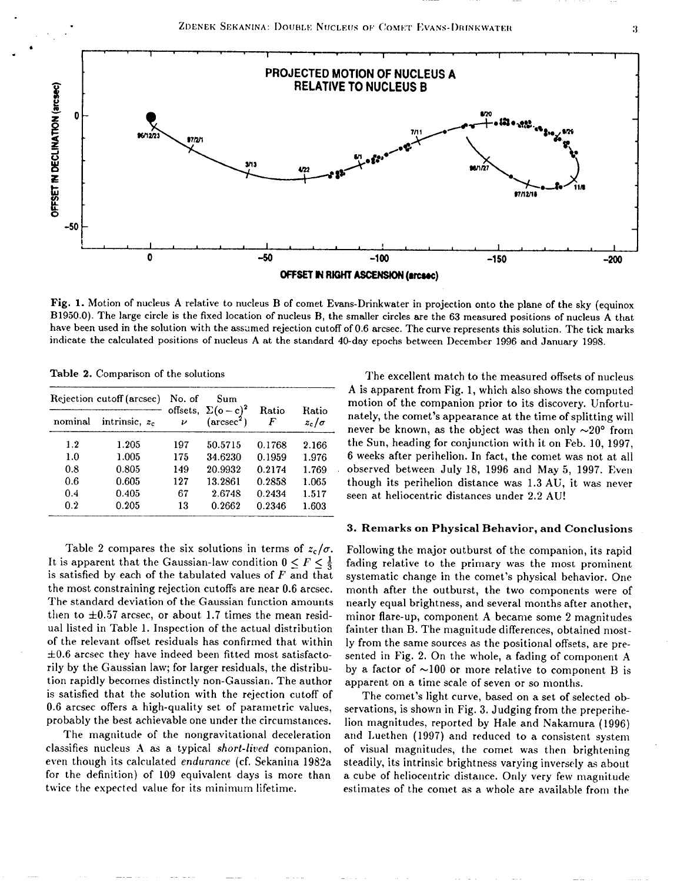**Fig. 1.** Motion of nucleus A relative to nucleus B of comet Evans-Drinkwater in projection onto the plane of the sky (equinox B1950.0). The large circle is the fixed location of nucleus B, the smaller circles are the 63 measured positions of nucleus A that have been used in the solution with the assumed rejection cutoff of 0.6 arcsec. The curve represents this solution. The tick marks indicate the calculated positions of nucleus A at the standard 40-day epochs between December 1996 and January 1998.

**Table 2.** Comparison of the solutions

| Rejection cutoff (arcsec) | | No. of offsets, | Sum $\Sigma(o-c)^2$ | Ratio | Ratio |
|---|---|---|---|---|---|
| nominal | intrinsic, $z_c$ | $\nu$ | (arcsec$^2$) | $F$ | $z_c/\sigma$ |
| 1.2 | 1.205 | 197 | 50.5715 | 0.1768 | 2.166 |
| 1.0 | 1.005 | 175 | 34.6230 | 0.1959 | 1.976 |
| 0.8 | 0.805 | 149 | 20.9932 | 0.2174 | 1.769 |
| 0.6 | 0.605 | 127 | 13.2861 | 0.2858 | 1.065 |
| 0.4 | 0.405 | 67 | 2.6748 | 0.2434 | 1.517 |
| 0.2 | 0.205 | 13 | 0.2662 | 0.2346 | 1.603 |

Table 2 compares the six solutions in terms of $z_c/\sigma$. It is apparent that the Gaussian-law condition $0 \leq F \leq \frac{1}{3}$ is satisfied by each of the tabulated values of $F$ and that the most constraining rejection cutoffs are near 0.6 arcsec. The standard deviation of the Gaussian function amounts then to $\pm 0.57$ arcsec, or about 1.7 times the mean residual listed in Table 1. Inspection of the actual distribution of the relevant offset residuals has confirmed that within $\pm 0.6$ arcsec they have indeed been fitted most satisfactorily by the Gaussian law; for larger residuals, the distribution rapidly becomes distinctly non-Gaussian. The author is satisfied that the solution with the rejection cutoff of 0.6 arcsec offers a high-quality set of parametric values, probably the best achievable one under the circumstances.

The magnitude of the nongravitational deceleration classifies nucleus A as a typical *short-lived* companion, even though its calculated *endurance* (cf. Sekanina 1982a for the definition) of 109 equivalent days is more than twice the expected value for its minimum lifetime.

The excellent match to the measured offsets of nucleus A is apparent from Fig. 1, which also shows the computed motion of the companion prior to its discovery. Unfortunately, the comet's appearance at the time of splitting will never be known, as the object was then only ~20° from the Sun, heading for conjunction with it on Feb. 10, 1997, 6 weeks after perihelion. In fact, the comet was not at all observed between July 18, 1996 and May 5, 1997. Even though its perihelion distance was 1.3 AU, it was never seen at heliocentric distances under 2.2 AU!

## 3. Remarks on Physical Behavior, and Conclusions

Following the major outburst of the companion, its rapid fading relative to the primary was the most prominent systematic change in the comet's physical behavior. One month after the outburst, the two components were of nearly equal brightness, and several months after another, minor flare-up, component A became some 2 magnitudes fainter than B. The magnitude differences, obtained mostly from the same sources as the positional offsets, are presented in Fig. 2. On the whole, a fading of component A by a factor of ~100 or more relative to component B is apparent on a time scale of seven or so months.

The comet's light curve, based on a set of selected observations, is shown in Fig. 3. Judging from the preperihelion magnitudes, reported by Hale and Nakamura (1996) and Luethen (1997) and reduced to a consistent system of visual magnitudes, the comet was then brightening steadily, its intrinsic brightness varying inversely as about a cube of heliocentric distance. Only very few magnitude estimates of the comet as a whole are available from the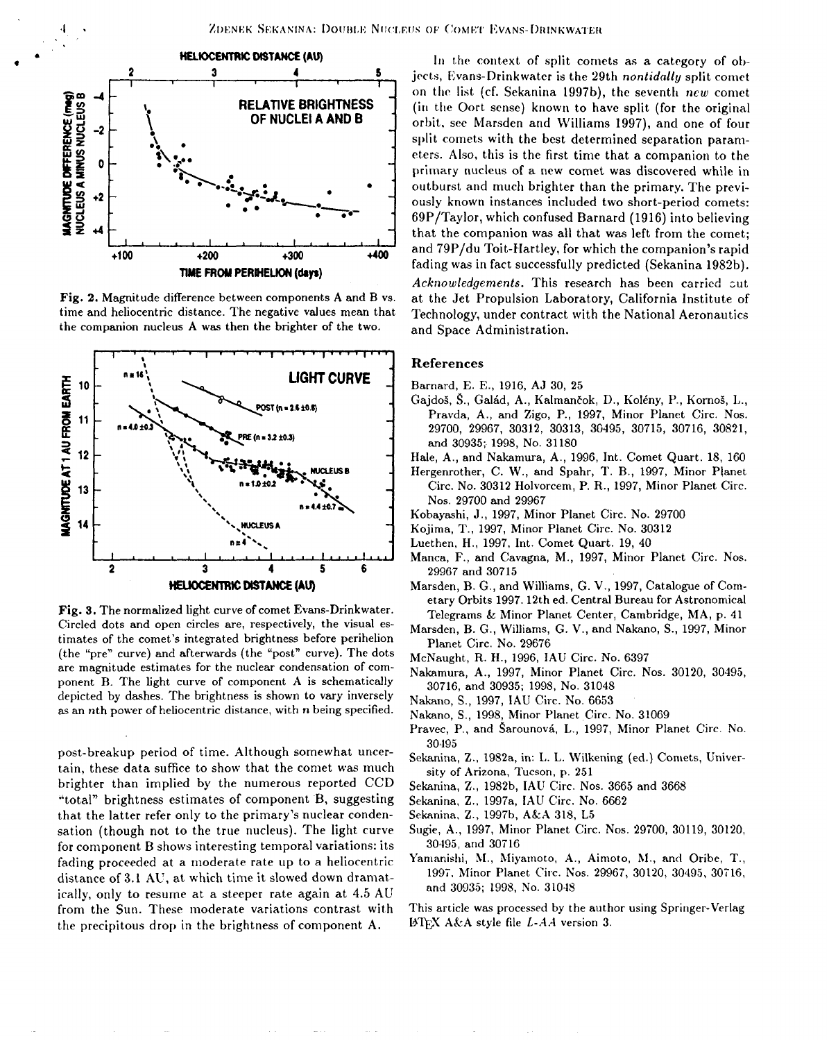HELIOCENTRIC DISTANCE (AU)

2 3 4 5

RELATIVE BRIGHTNESS OF NUCLEI A AND B

MAGNITUDE DIFFERENCE (mag) NUCLEUS A MINUS NUCLEUS B

−4 −2 0 +2 +4

+100 +200 +300 +400

TIME FROM PERIHELION (days)

**Fig. 2.** Magnitude difference between components A and B vs. time and heliocentric distance. The negative values mean that the companion nucleus A was then the brighter of the two.

LIGHT CURVE

MAGNITUDE AT 1 AU FROM EARTH

10 11 12 13 14

n = 16

n = 4.0 ± 0.3

POST (n = 2.6 ± 0.8)

PRE (n = 3.2 ± 0.3)

NUCLEUS B

n = 1.0 ± 0.2

n = 4.4 ± 0.7

NUCLEUS A

n = 4

2 3 4 5 6

HELIOCENTRIC DISTANCE (AU)

**Fig. 3.** The normalized light curve of comet Evans-Drinkwater. Circled dots and open circles are, respectively, the visual estimates of the comet's integrated brightness before perihelion (the "pre" curve) and afterwards (the "post" curve). The dots are magnitude estimates for the nuclear condensation of component B. The light curve of component A is schematically depicted by dashes. The brightness is shown to vary inversely as an $n$th power of heliocentric distance, with $n$ being specified.

post-breakup period of time. Although somewhat uncertain, these data suffice to show that the comet was much brighter than implied by the numerous reported CCD "total" brightness estimates of component B, suggesting that the latter refer only to the primary's nuclear condensation (though not to the true nucleus). The light curve for component B shows interesting temporal variations: its fading proceeded at a moderate rate up to a heliocentric distance of 3.1 AU, at which time it slowed down dramatically, only to resume at a steeper rate again at 4.5 AU from the Sun. These moderate variations contrast with the precipitous drop in the brightness of component A.

In the context of split comets as a category of objects, Evans-Drinkwater is the 29th *nontidally* split comet on the list (cf. Sekanina 1997b), the seventh *new* comet (in the Oort sense) known to have split (for the original orbit, see Marsden and Williams 1997), and one of four split comets with the best determined separation parameters. Also, this is the first time that a companion to the primary nucleus of a new comet was discovered while in outburst and much brighter than the primary. The previously known instances included two short-period comets: 69P/Taylor, which confused Barnard (1916) into believing that the companion was all that was left from the comet; and 79P/du Toit-Hartley, for which the companion's rapid fading was in fact successfully predicted (Sekanina 1982b).

*Acknowledgements.* This research has been carried out at the Jet Propulsion Laboratory, California Institute of Technology, under contract with the National Aeronautics and Space Administration.

## References

Barnard, E. E., 1916, AJ 30, 25

Gajdoš, Š., Galád, A., Kalmančok, D., Kolény, P., Kornoš, L., Pravda, A., and Zigo, P., 1997, Minor Planet Circ. Nos. 29700, 29967, 30312, 30313, 30495, 30715, 30716, 30821, and 30935; 1998, No. 31180

Hale, A., and Nakamura, A., 1996, Int. Comet Quart. 18, 160

Hergenrother, C. W., and Spahr, T. B., 1997, Minor Planet Circ. No. 30312 Holvorcem, P. R., 1997, Minor Planet Circ. Nos. 29700 and 29967

Kobayashi, J., 1997, Minor Planet Circ. No. 29700

Kojima, T., 1997, Minor Planet Circ. No. 30312

Luethen, H., 1997, Int. Comet Quart. 19, 40

Manca, F., and Cavagna, M., 1997, Minor Planet Circ. Nos. 29967 and 30715

Marsden, B. G., and Williams, G. V., 1997, Catalogue of Cometary Orbits 1997. 12th ed. Central Bureau for Astronomical Telegrams & Minor Planet Center, Cambridge, MA, p. 41

Marsden, B. G., Williams, G. V., and Nakano, S., 1997, Minor Planet Circ. No. 29676

McNaught, R. H., 1996, IAU Circ. No. 6397

Nakamura, A., 1997, Minor Planet Circ. Nos. 30120, 30495, 30716, and 30935; 1998, No. 31048

Nakano, S., 1997, IAU Circ. No. 6653

Nakano, S., 1998, Minor Planet Circ. No. 31069

Pravec, P., and Šarounová, L., 1997, Minor Planet Circ. No. 30495

Sekanina, Z., 1982a, in: L. L. Wilkening (ed.) Comets, University of Arizona, Tucson, p. 251

Sekanina, Z., 1982b, IAU Circ. Nos. 3665 and 3668

Sekanina, Z., 1997a, IAU Circ. No. 6662

Sekanina, Z., 1997b, A&A 318, L5

Sugie, A., 1997, Minor Planet Circ. Nos. 29700, 30119, 30120, 30495, and 30716

Yamanishi, M., Miyamoto, A., Aimoto, M., and Oribe, T., 1997, Minor Planet Circ. Nos. 29967, 30120, 30495, 30716, and 30935; 1998, No. 31048

This article was processed by the author using Springer-Verlag LaTeX A&A style file *L-AA* version 3.